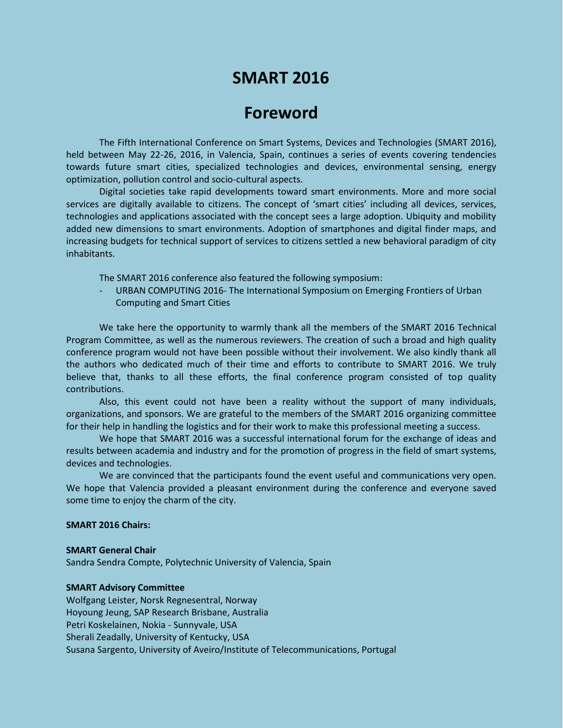# SMART 2016

## Foreword

The Fifth International Conference on Smart Systems, Devices and Technologies (SMART 2016), held between May 22-26, 2016, in Valencia, Spain, continues a series of events covering tendencies towards future smart cities, specialized technologies and devices, environmental sensing, energy optimization, pollution control and socio-cultural aspects.

Digital societies take rapid developments toward smart environments. More and more social services are digitally available to citizens. The concept of 'smart cities' including all devices, services, technologies and applications associated with the concept sees a large adoption. Ubiquity and mobility added new dimensions to smart environments. Adoption of smartphones and digital finder maps, and increasing budgets for technical support of services to citizens settled a new behavioral paradigm of city inhabitants.

The SMART 2016 conference also featured the following symposium:

- URBAN COMPUTING 2016- The International Symposium on Emerging Frontiers of Urban Computing and Smart Cities

We take here the opportunity to warmly thank all the members of the SMART 2016 Technical Program Committee, as well as the numerous reviewers. The creation of such a broad and high quality conference program would not have been possible without their involvement. We also kindly thank all the authors who dedicated much of their time and efforts to contribute to SMART 2016. We truly believe that, thanks to all these efforts, the final conference program consisted of top quality contributions.

Also, this event could not have been a reality without the support of many individuals, organizations, and sponsors. We are grateful to the members of the SMART 2016 organizing committee for their help in handling the logistics and for their work to make this professional meeting a success.

We hope that SMART 2016 was a successful international forum for the exchange of ideas and results between academia and industry and for the promotion of progress in the field of smart systems, devices and technologies.

We are convinced that the participants found the event useful and communications very open. We hope that Valencia provided a pleasant environment during the conference and everyone saved some time to enjoy the charm of the city.

**SMART 2016 Chairs:**

**SMART General Chair**
Sandra Sendra Compte, Polytechnic University of Valencia, Spain

**SMART Advisory Committee**
Wolfgang Leister, Norsk Regnesentral, Norway
Hoyoung Jeung, SAP Research Brisbane, Australia
Petri Koskelainen, Nokia - Sunnyvale, USA
Sherali Zeadally, University of Kentucky, USA
Susana Sargento, University of Aveiro/Institute of Telecommunications, Portugal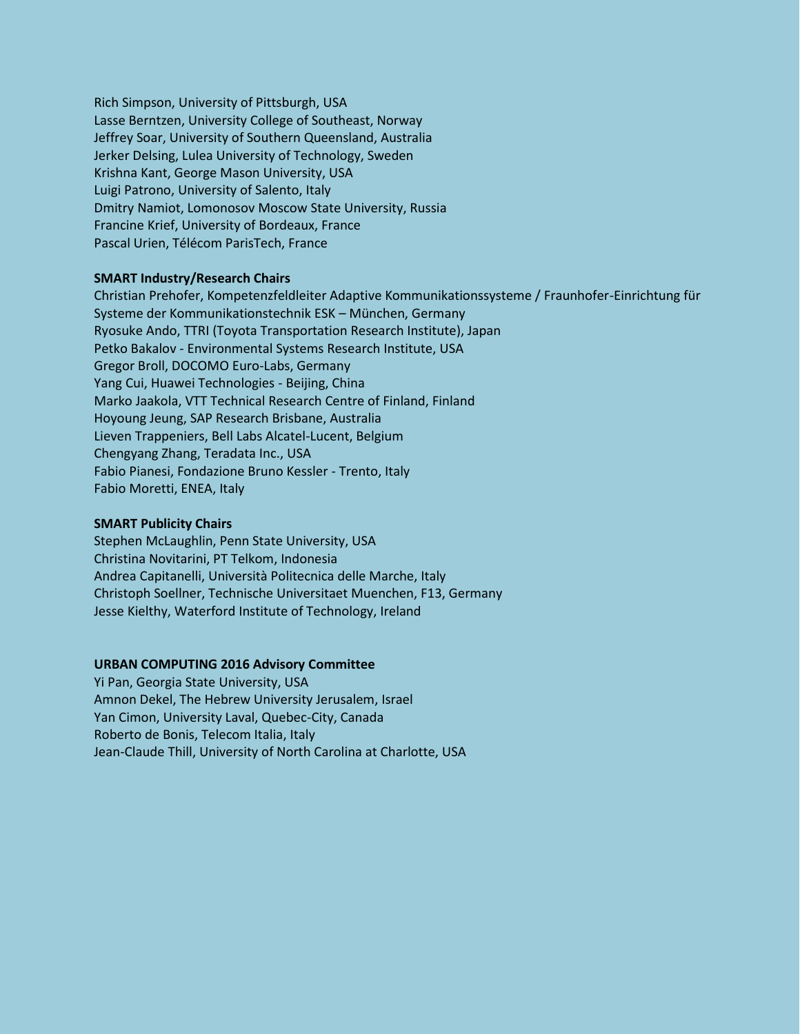Rich Simpson, University of Pittsburgh, USA
Lasse Berntzen, University College of Southeast, Norway
Jeffrey Soar, University of Southern Queensland, Australia
Jerker Delsing, Lulea University of Technology, Sweden
Krishna Kant, George Mason University, USA
Luigi Patrono, University of Salento, Italy
Dmitry Namiot, Lomonosov Moscow State University, Russia
Francine Krief, University of Bordeaux, France
Pascal Urien, Télécom ParisTech, France

**SMART Industry/Research Chairs**

Christian Prehofer, Kompetenzfeldleiter Adaptive Kommunikationssysteme / Fraunhofer-Einrichtung für Systeme der Kommunikationstechnik ESK – München, Germany
Ryosuke Ando, TTRI (Toyota Transportation Research Institute), Japan
Petko Bakalov - Environmental Systems Research Institute, USA
Gregor Broll, DOCOMO Euro-Labs, Germany
Yang Cui, Huawei Technologies - Beijing, China
Marko Jaakola, VTT Technical Research Centre of Finland, Finland
Hoyoung Jeung, SAP Research Brisbane, Australia
Lieven Trappeniers, Bell Labs Alcatel-Lucent, Belgium
Chengyang Zhang, Teradata Inc., USA
Fabio Pianesi, Fondazione Bruno Kessler - Trento, Italy
Fabio Moretti, ENEA, Italy

**SMART Publicity Chairs**

Stephen McLaughlin, Penn State University, USA
Christina Novitarini, PT Telkom, Indonesia
Andrea Capitanelli, Università Politecnica delle Marche, Italy
Christoph Soellner, Technische Universitaet Muenchen, F13, Germany
Jesse Kielthy, Waterford Institute of Technology, Ireland

**URBAN COMPUTING 2016 Advisory Committee**

Yi Pan, Georgia State University, USA
Amnon Dekel, The Hebrew University Jerusalem, Israel
Yan Cimon, University Laval, Quebec-City, Canada
Roberto de Bonis, Telecom Italia, Italy
Jean-Claude Thill, University of North Carolina at Charlotte, USA